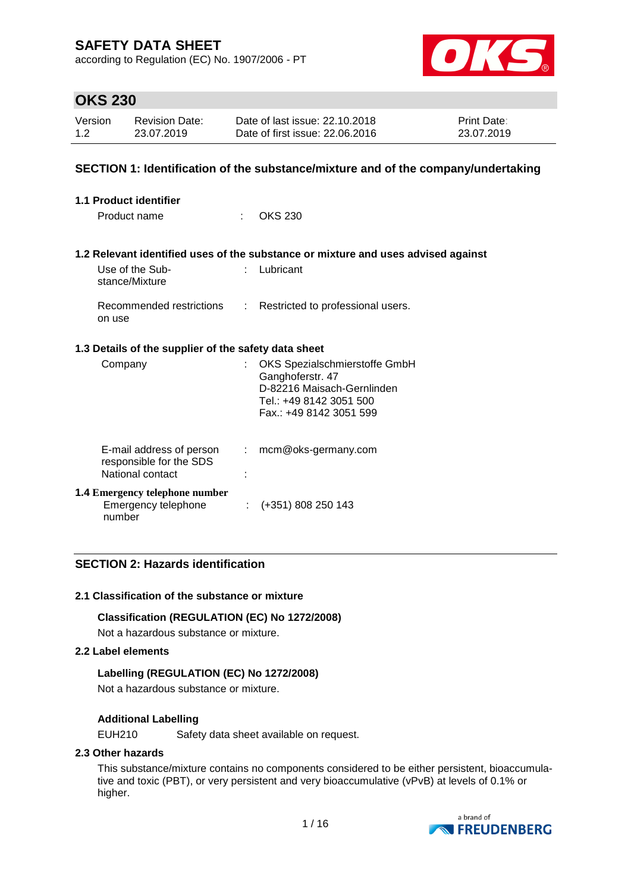# SAFETY DATA SHEET

according to Regulation (EC) No. 1907/2006 - PT

## OKS 230

| Version | Revision Date: | Date of last issue: 22.10.2018 | Print Date: |
|---|---|---|---|
| 1.2 | 23.07.2019 | Date of first issue: 22.06.2016 | 23.07.2019 |

## SECTION 1: Identification of the substance/mixture and of the company/undertaking

### 1.1 Product identifier

Product name : OKS 230

### 1.2 Relevant identified uses of the substance or mixture and uses advised against

Use of the Substance/Mixture : Lubricant

Recommended restrictions on use : Restricted to professional users.

### 1.3 Details of the supplier of the safety data sheet

Company : OKS Spezialschmierstoffe GmbH
Ganghoferstr. 47
D-82216 Maisach-Gernlinden
Tel.: +49 8142 3051 500
Fax.: +49 8142 3051 599

E-mail address of person responsible for the SDS : mcm@oks-germany.com

National contact :

### 1.4 Emergency telephone number

Emergency telephone number : (+351) 808 250 143

## SECTION 2: Hazards identification

### 2.1 Classification of the substance or mixture

**Classification (REGULATION (EC) No 1272/2008)**

Not a hazardous substance or mixture.

### 2.2 Label elements

**Labelling (REGULATION (EC) No 1272/2008)**

Not a hazardous substance or mixture.

**Additional Labelling**

EUH210 Safety data sheet available on request.

### 2.3 Other hazards

This substance/mixture contains no components considered to be either persistent, bioaccumulative and toxic (PBT), or very persistent and very bioaccumulative (vPvB) at levels of 0.1% or higher.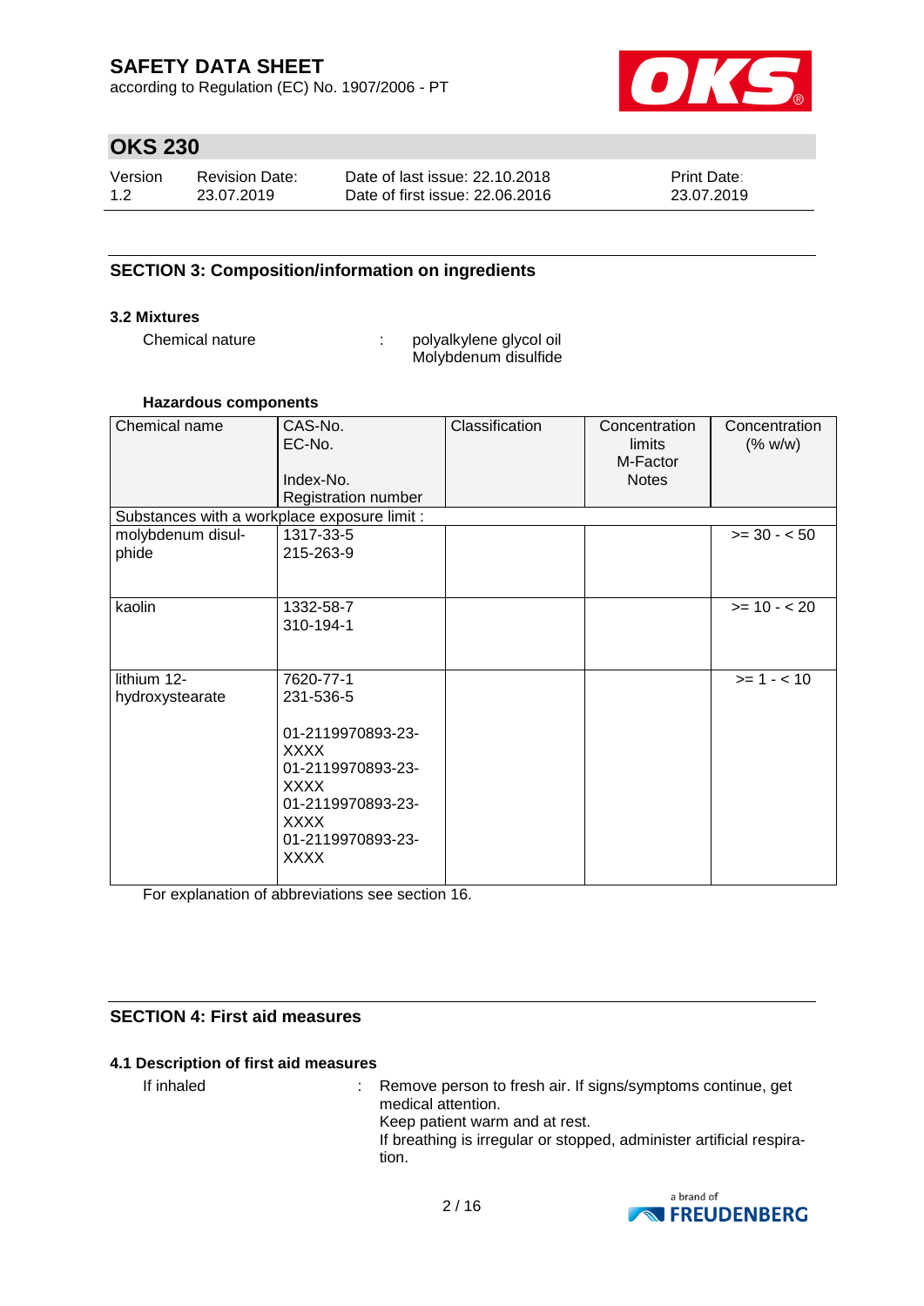## SECTION 3: Composition/information on ingredients

### 3.2 Mixtures

Chemical nature : polyalkylene glycol oil
Molybdenum disulfide

**Hazardous components**

| Chemical name | CAS-No.<br>EC-No.<br><br>Index-No.<br>Registration number | Classification | Concentration limits<br>M-Factor<br>Notes | Concentration (% w/w) |
|---|---|---|---|---|
| Substances with a workplace exposure limit : | | | | |
| molybdenum disulphide | 1317-33-5<br>215-263-9 | | | >= 30 - < 50 |
| kaolin | 1332-58-7<br>310-194-1 | | | >= 10 - < 20 |
| lithium 12-hydroxystearate | 7620-77-1<br>231-536-5<br><br>01-2119970893-23-XXXX<br>01-2119970893-23-XXXX<br>01-2119970893-23-XXXX<br>01-2119970893-23-XXXX | | | >= 1 - < 10 |

For explanation of abbreviations see section 16.

## SECTION 4: First aid measures

### 4.1 Description of first aid measures

If inhaled : Remove person to fresh air. If signs/symptoms continue, get medical attention.
Keep patient warm and at rest.
If breathing is irregular or stopped, administer artificial respiration.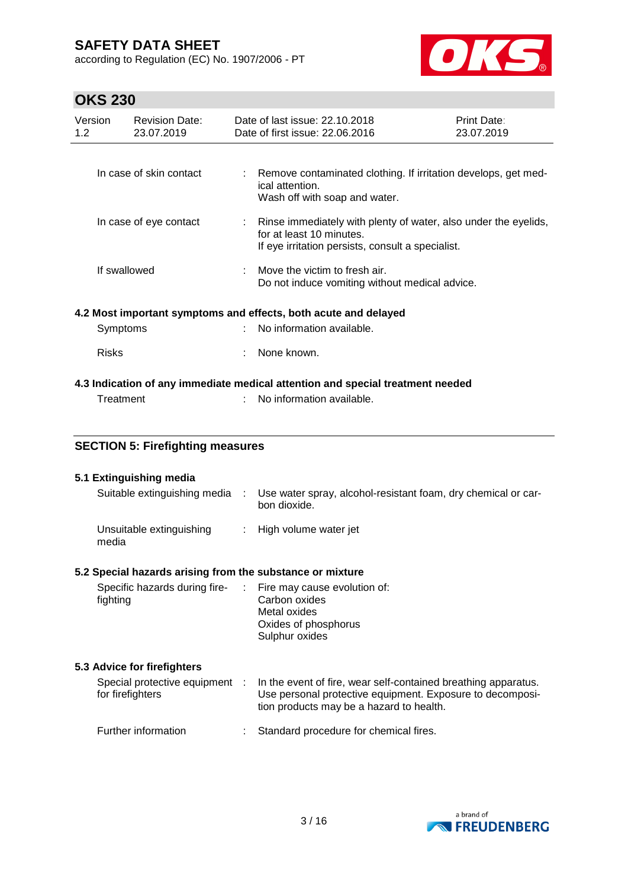| | | |
|---|---|---|
| In case of skin contact | : | Remove contaminated clothing. If irritation develops, get medical attention.<br>Wash off with soap and water. |
| In case of eye contact | : | Rinse immediately with plenty of water, also under the eyelids, for at least 10 minutes.<br>If eye irritation persists, consult a specialist. |
| If swallowed | : | Move the victim to fresh air.<br>Do not induce vomiting without medical advice. |

### 4.2 Most important symptoms and effects, both acute and delayed

| | | |
|---|---|---|
| Symptoms | : | No information available. |
| Risks | : | None known. |

### 4.3 Indication of any immediate medical attention and special treatment needed

| | | |
|---|---|---|
| Treatment | : | No information available. |

## SECTION 5: Firefighting measures

### 5.1 Extinguishing media

| | | |
|---|---|---|
| Suitable extinguishing media | : | Use water spray, alcohol-resistant foam, dry chemical or carbon dioxide. |
| Unsuitable extinguishing media | : | High volume water jet |

### 5.2 Special hazards arising from the substance or mixture

| | | |
|---|---|---|
| Specific hazards during firefighting | : | Fire may cause evolution of:<br>Carbon oxides<br>Metal oxides<br>Oxides of phosphorus<br>Sulphur oxides |

### 5.3 Advice for firefighters

| | | |
|---|---|---|
| Special protective equipment for firefighters | : | In the event of fire, wear self-contained breathing apparatus.<br>Use personal protective equipment. Exposure to decomposition products may be a hazard to health. |
| Further information | : | Standard procedure for chemical fires. |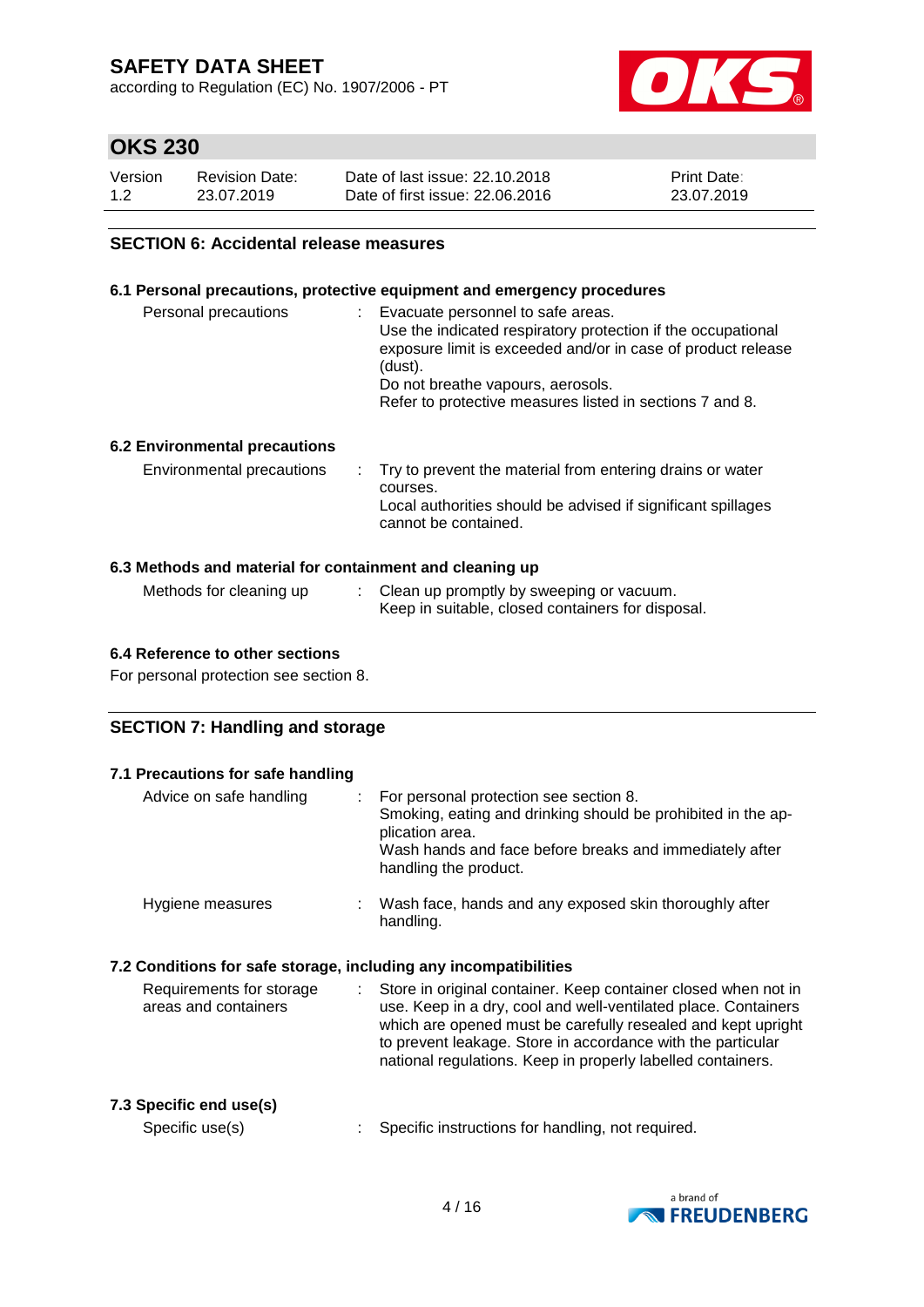## SECTION 6: Accidental release measures

### 6.1 Personal precautions, protective equipment and emergency procedures

| | | |
|---|---|---|
| Personal precautions | : | Evacuate personnel to safe areas. Use the indicated respiratory protection if the occupational exposure limit is exceeded and/or in case of product release (dust). Do not breathe vapours, aerosols. Refer to protective measures listed in sections 7 and 8. |

### 6.2 Environmental precautions

| | | |
|---|---|---|
| Environmental precautions | : | Try to prevent the material from entering drains or water courses. Local authorities should be advised if significant spillages cannot be contained. |

### 6.3 Methods and material for containment and cleaning up

| | | |
|---|---|---|
| Methods for cleaning up | : | Clean up promptly by sweeping or vacuum. Keep in suitable, closed containers for disposal. |

### 6.4 Reference to other sections

For personal protection see section 8.

## SECTION 7: Handling and storage

### 7.1 Precautions for safe handling

| | | |
|---|---|---|
| Advice on safe handling | : | For personal protection see section 8. Smoking, eating and drinking should be prohibited in the application area. Wash hands and face before breaks and immediately after handling the product. |
| Hygiene measures | : | Wash face, hands and any exposed skin thoroughly after handling. |

### 7.2 Conditions for safe storage, including any incompatibilities

| | | |
|---|---|---|
| Requirements for storage areas and containers | : | Store in original container. Keep container closed when not in use. Keep in a dry, cool and well-ventilated place. Containers which are opened must be carefully resealed and kept upright to prevent leakage. Store in accordance with the particular national regulations. Keep in properly labelled containers. |

### 7.3 Specific end use(s)

| | | |
|---|---|---|
| Specific use(s) | : | Specific instructions for handling, not required. |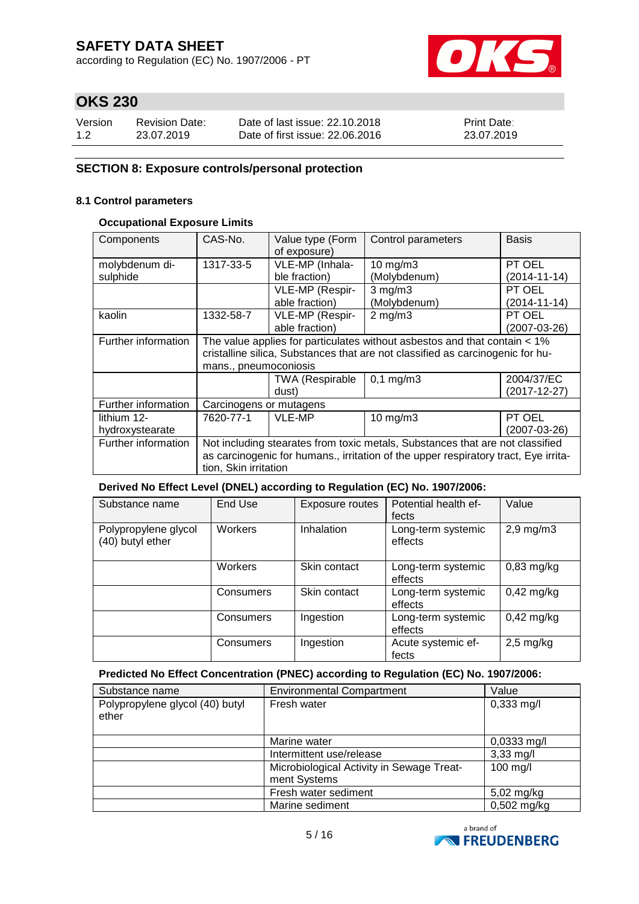# SAFETY DATA SHEET

according to Regulation (EC) No. 1907/2006 - PT

## OKS 230

| Version | Revision Date: | Date of last issue: 22.10.2018 | Print Date: |
|---|---|---|---|
| 1.2 | 23.07.2019 | Date of first issue: 22.06.2016 | 23.07.2019 |

## SECTION 8: Exposure controls/personal protection

### 8.1 Control parameters

#### Occupational Exposure Limits

| Components | CAS-No. | Value type (Form of exposure) | Control parameters | Basis |
|---|---|---|---|---|
| molybdenum disulphide | 1317-33-5 | VLE-MP (Inhalable fraction) | 10 mg/m3 (Molybdenum) | PT OEL (2014-11-14) |
| | | VLE-MP (Respirable fraction) | 3 mg/m3 (Molybdenum) | PT OEL (2014-11-14) |
| kaolin | 1332-58-7 | VLE-MP (Respirable fraction) | 2 mg/m3 | PT OEL (2007-03-26) |
| Further information | The value applies for particulates without asbestos and that contain < 1% cristalline silica, Substances that are not classified as carcinogenic for humans., pneumoconiosis | | | |
| | | TWA (Respirable dust) | 0,1 mg/m3 | 2004/37/EC (2017-12-27) |
| Further information | Carcinogens or mutagens | | | |
| lithium 12-hydroxystearate | 7620-77-1 | VLE-MP | 10 mg/m3 | PT OEL (2007-03-26) |
| Further information | Not including stearates from toxic metals, Substances that are not classified as carcinogenic for humans., irritation of the upper respiratory tract, Eye irritation, Skin irritation | | | |

#### Derived No Effect Level (DNEL) according to Regulation (EC) No. 1907/2006:

| Substance name | End Use | Exposure routes | Potential health effects | Value |
|---|---|---|---|---|
| Polypropylene glycol (40) butyl ether | Workers | Inhalation | Long-term systemic effects | 2,9 mg/m3 |
| | Workers | Skin contact | Long-term systemic effects | 0,83 mg/kg |
| | Consumers | Skin contact | Long-term systemic effects | 0,42 mg/kg |
| | Consumers | Ingestion | Long-term systemic effects | 0,42 mg/kg |
| | Consumers | Ingestion | Acute systemic effects | 2,5 mg/kg |

#### Predicted No Effect Concentration (PNEC) according to Regulation (EC) No. 1907/2006:

| Substance name | Environmental Compartment | Value |
|---|---|---|
| Polypropylene glycol (40) butyl ether | Fresh water | 0,333 mg/l |
| | Marine water | 0,0333 mg/l |
| | Intermittent use/release | 3,33 mg/l |
| | Microbiological Activity in Sewage Treatment Systems | 100 mg/l |
| | Fresh water sediment | 5,02 mg/kg |
| | Marine sediment | 0,502 mg/kg |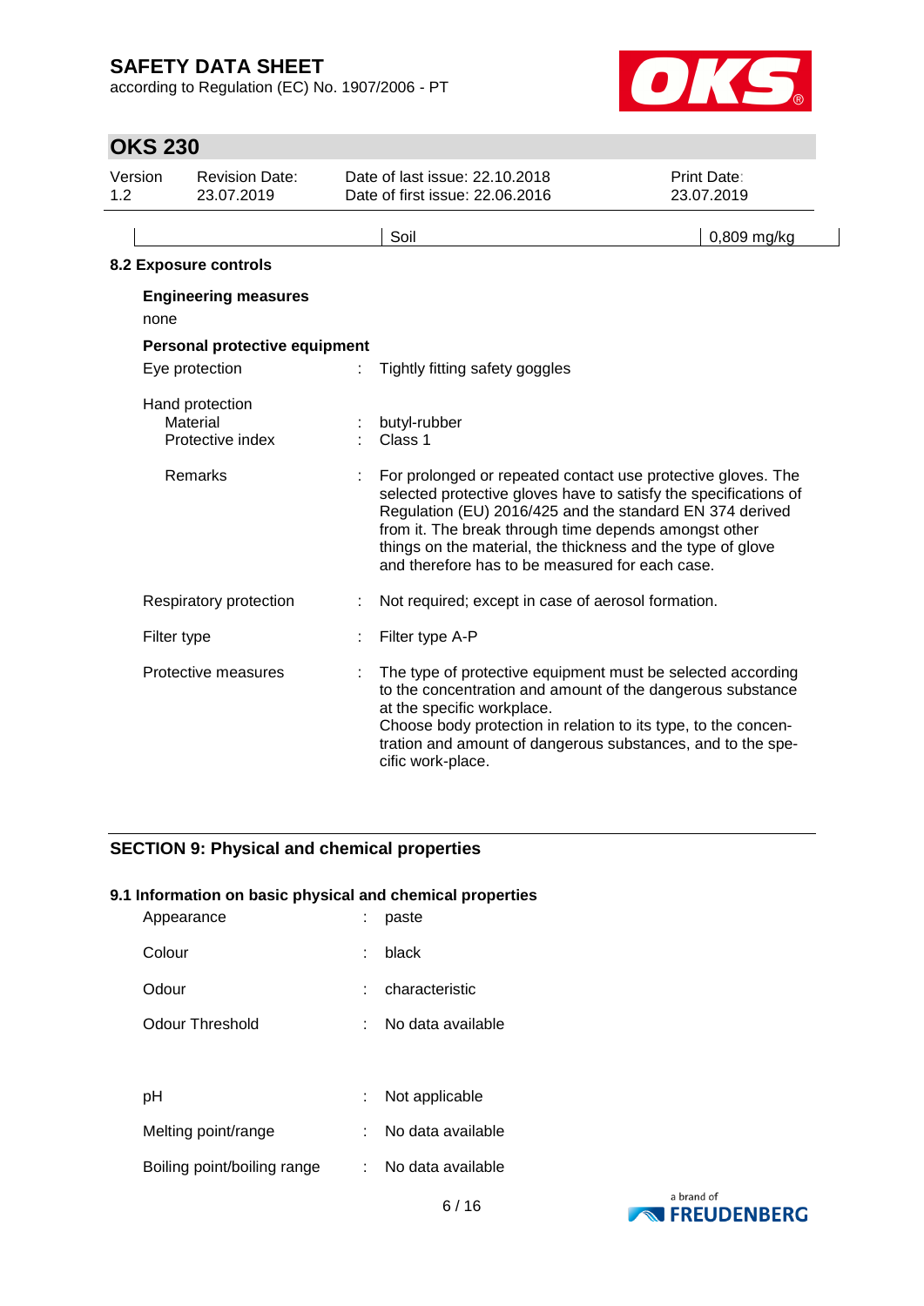| | Soil | 0,809 mg/kg |
|---|---|---|

**8.2 Exposure controls**

**Engineering measures**

none

**Personal protective equipment**

| | | |
|---|---|---|
| Eye protection | : | Tightly fitting safety goggles |
| Hand protection | | |
| Material | : | butyl-rubber |
| Protective index | : | Class 1 |
| Remarks | : | For prolonged or repeated contact use protective gloves. The selected protective gloves have to satisfy the specifications of Regulation (EU) 2016/425 and the standard EN 374 derived from it. The break through time depends amongst other things on the material, the thickness and the type of glove and therefore has to be measured for each case. |
| Respiratory protection | : | Not required; except in case of aerosol formation. |
| Filter type | : | Filter type A-P |
| Protective measures | : | The type of protective equipment must be selected according to the concentration and amount of the dangerous substance at the specific workplace.<br>Choose body protection in relation to its type, to the concentration and amount of dangerous substances, and to the specific work-place. |

## SECTION 9: Physical and chemical properties

**9.1 Information on basic physical and chemical properties**

| | | |
|---|---|---|
| Appearance | : | paste |
| Colour | : | black |
| Odour | : | characteristic |
| Odour Threshold | : | No data available |
| pH | : | Not applicable |
| Melting point/range | : | No data available |
| Boiling point/boiling range | : | No data available |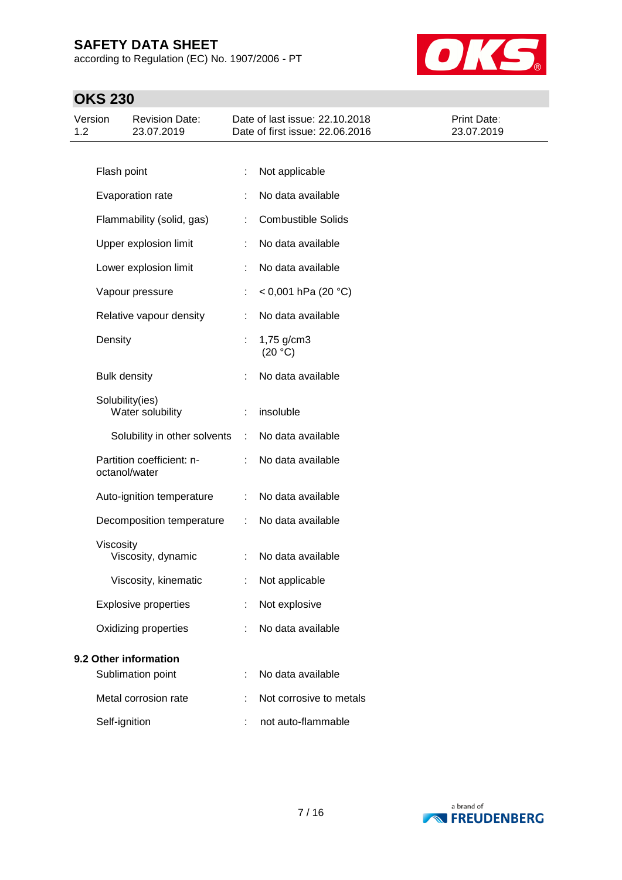| Property | | Value |
|---|---|---|
| Flash point | : | Not applicable |
| Evaporation rate | : | No data available |
| Flammability (solid, gas) | : | Combustible Solids |
| Upper explosion limit | : | No data available |
| Lower explosion limit | : | No data available |
| Vapour pressure | : | < 0,001 hPa (20 °C) |
| Relative vapour density | : | No data available |
| Density | : | 1,75 g/cm3 (20 °C) |
| Bulk density | : | No data available |
| Solubility(ies) | | |
| Water solubility | : | insoluble |
| Solubility in other solvents | : | No data available |
| Partition coefficient: n-octanol/water | : | No data available |
| Auto-ignition temperature | : | No data available |
| Decomposition temperature | : | No data available |
| Viscosity | | |
| Viscosity, dynamic | : | No data available |
| Viscosity, kinematic | : | Not applicable |
| Explosive properties | : | Not explosive |
| Oxidizing properties | : | No data available |

**9.2 Other information**

| Property | | Value |
|---|---|---|
| Sublimation point | : | No data available |
| Metal corrosion rate | : | Not corrosive to metals |
| Self-ignition | : | not auto-flammable |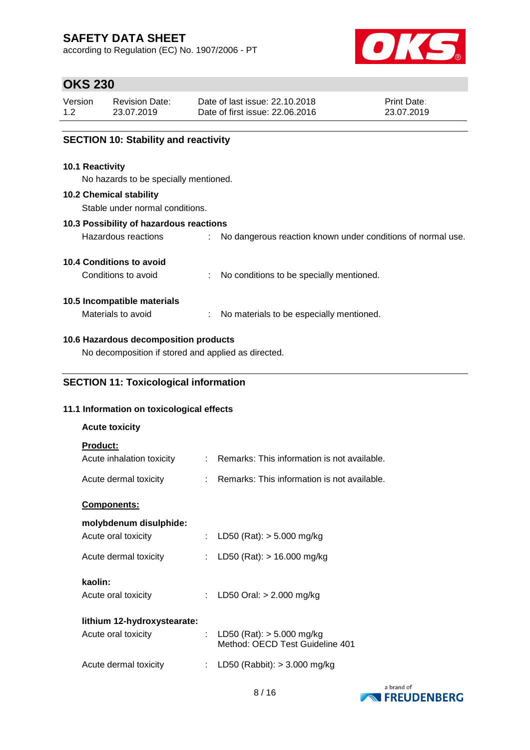## SECTION 10: Stability and reactivity

### 10.1 Reactivity

No hazards to be specially mentioned.

### 10.2 Chemical stability

Stable under normal conditions.

### 10.3 Possibility of hazardous reactions

Hazardous reactions : No dangerous reaction known under conditions of normal use.

### 10.4 Conditions to avoid

Conditions to avoid : No conditions to be specially mentioned.

### 10.5 Incompatible materials

Materials to avoid : No materials to be especially mentioned.

### 10.6 Hazardous decomposition products

No decomposition if stored and applied as directed.

## SECTION 11: Toxicological information

### 11.1 Information on toxicological effects

**Acute toxicity**

**Product:**

Acute inhalation toxicity : Remarks: This information is not available.

Acute dermal toxicity : Remarks: This information is not available.

**Components:**

**molybdenum disulphide:**

Acute oral toxicity : LD50 (Rat): > 5.000 mg/kg

Acute dermal toxicity : LD50 (Rat): > 16.000 mg/kg

**kaolin:**

Acute oral toxicity : LD50 Oral: > 2.000 mg/kg

**lithium 12-hydroxystearate:**

Acute oral toxicity : LD50 (Rat): > 5.000 mg/kg
Method: OECD Test Guideline 401

Acute dermal toxicity : LD50 (Rabbit): > 3.000 mg/kg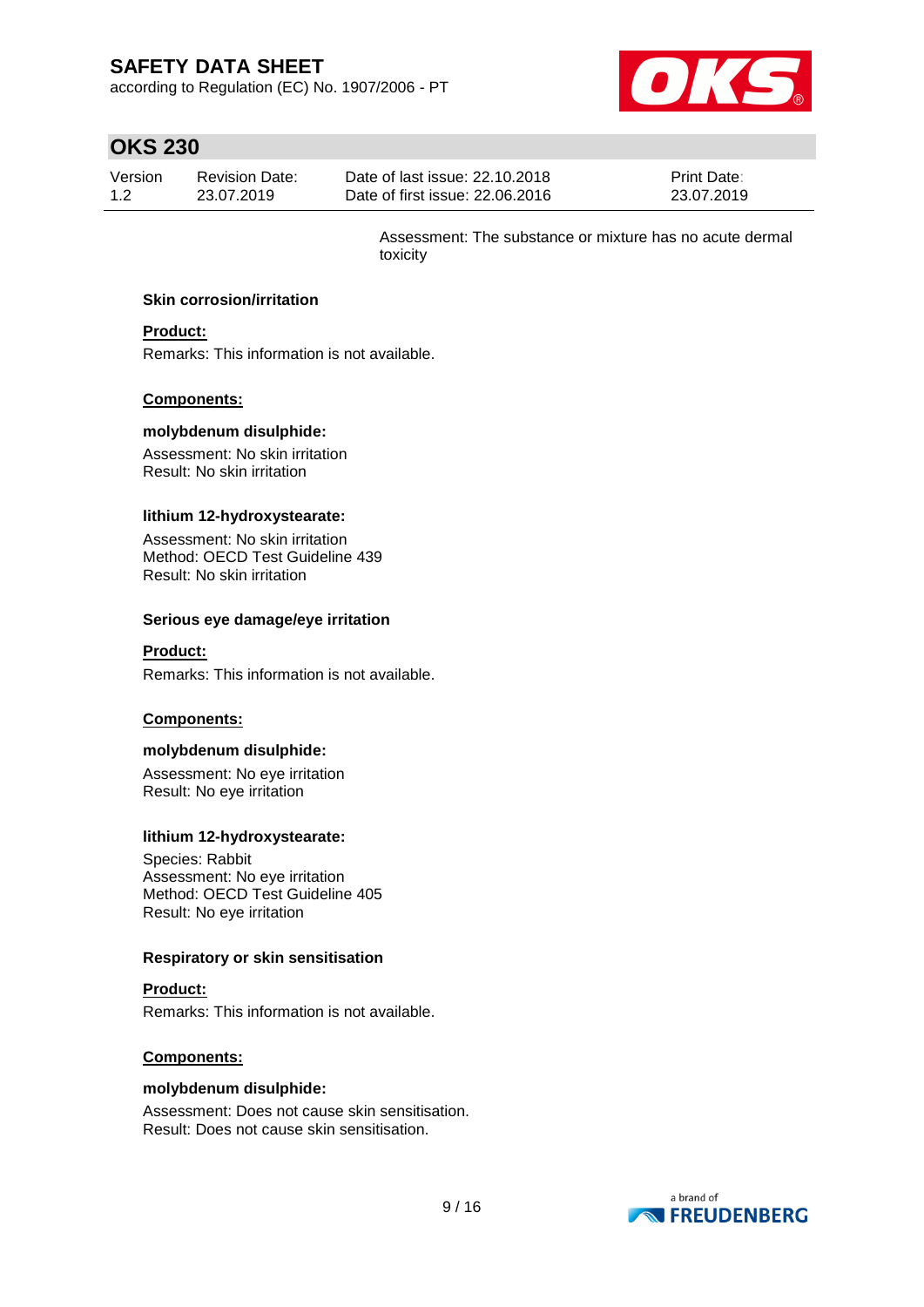Assessment: The substance or mixture has no acute dermal toxicity

### Skin corrosion/irritation

**Product:**

Remarks: This information is not available.

**Components:**

**molybdenum disulphide:**

Assessment: No skin irritation
Result: No skin irritation

**lithium 12-hydroxystearate:**

Assessment: No skin irritation
Method: OECD Test Guideline 439
Result: No skin irritation

### Serious eye damage/eye irritation

**Product:**

Remarks: This information is not available.

**Components:**

**molybdenum disulphide:**

Assessment: No eye irritation
Result: No eye irritation

**lithium 12-hydroxystearate:**

Species: Rabbit
Assessment: No eye irritation
Method: OECD Test Guideline 405
Result: No eye irritation

### Respiratory or skin sensitisation

**Product:**

Remarks: This information is not available.

**Components:**

**molybdenum disulphide:**

Assessment: Does not cause skin sensitisation.
Result: Does not cause skin sensitisation.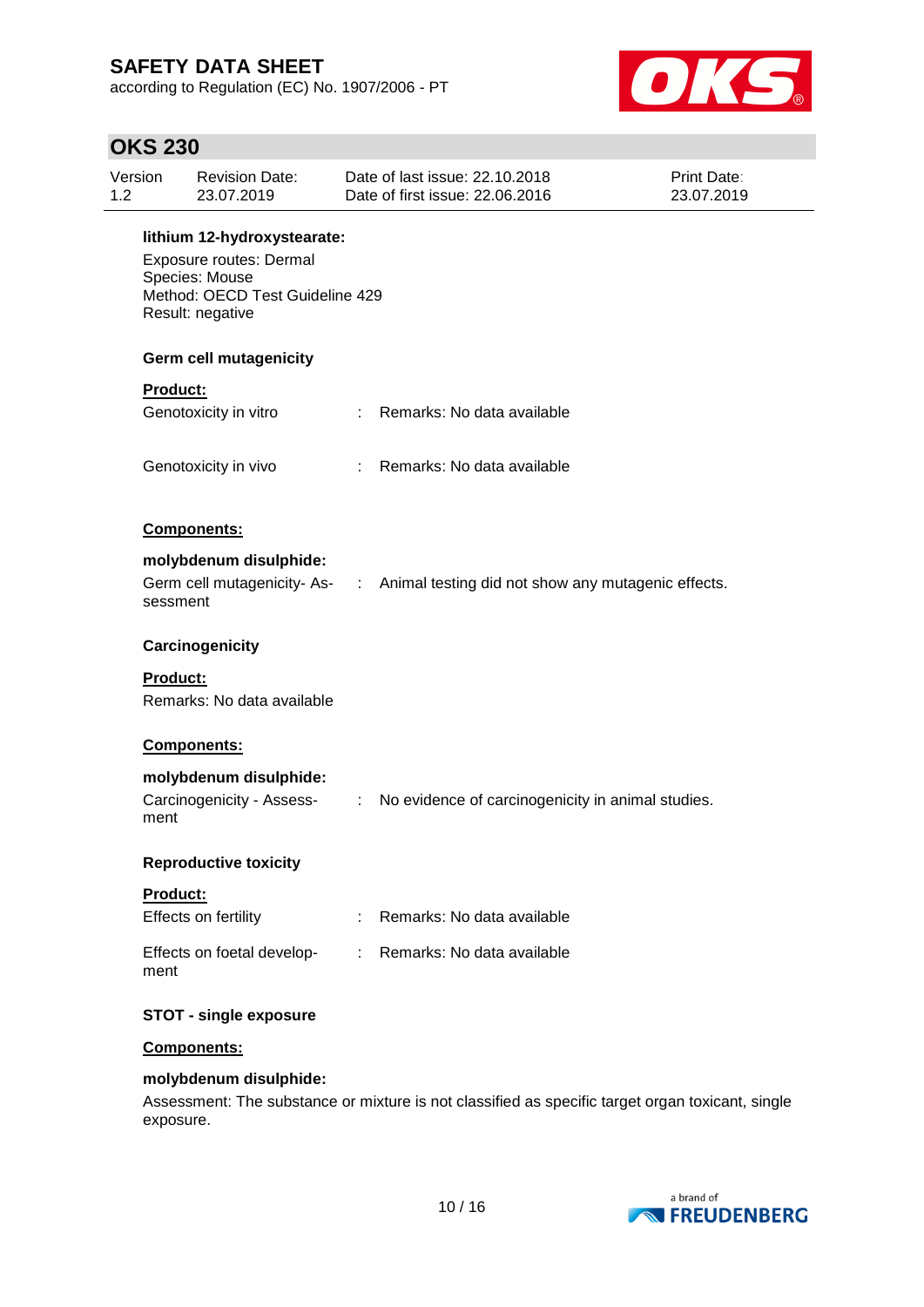**lithium 12-hydroxystearate:**

Exposure routes: Dermal
Species: Mouse
Method: OECD Test Guideline 429
Result: negative

**Germ cell mutagenicity**

**Product:**

| | | |
|---|---|---|
| Genotoxicity in vitro | : | Remarks: No data available |
| Genotoxicity in vivo | : | Remarks: No data available |

**Components:**

**molybdenum disulphide:**

| | | |
|---|---|---|
| Germ cell mutagenicity- Assessment | : | Animal testing did not show any mutagenic effects. |

**Carcinogenicity**

**Product:**

Remarks: No data available

**Components:**

**molybdenum disulphide:**

| | | |
|---|---|---|
| Carcinogenicity - Assessment | : | No evidence of carcinogenicity in animal studies. |

**Reproductive toxicity**

**Product:**

| | | |
|---|---|---|
| Effects on fertility | : | Remarks: No data available |
| Effects on foetal development | : | Remarks: No data available |

**STOT - single exposure**

**Components:**

**molybdenum disulphide:**

Assessment: The substance or mixture is not classified as specific target organ toxicant, single exposure.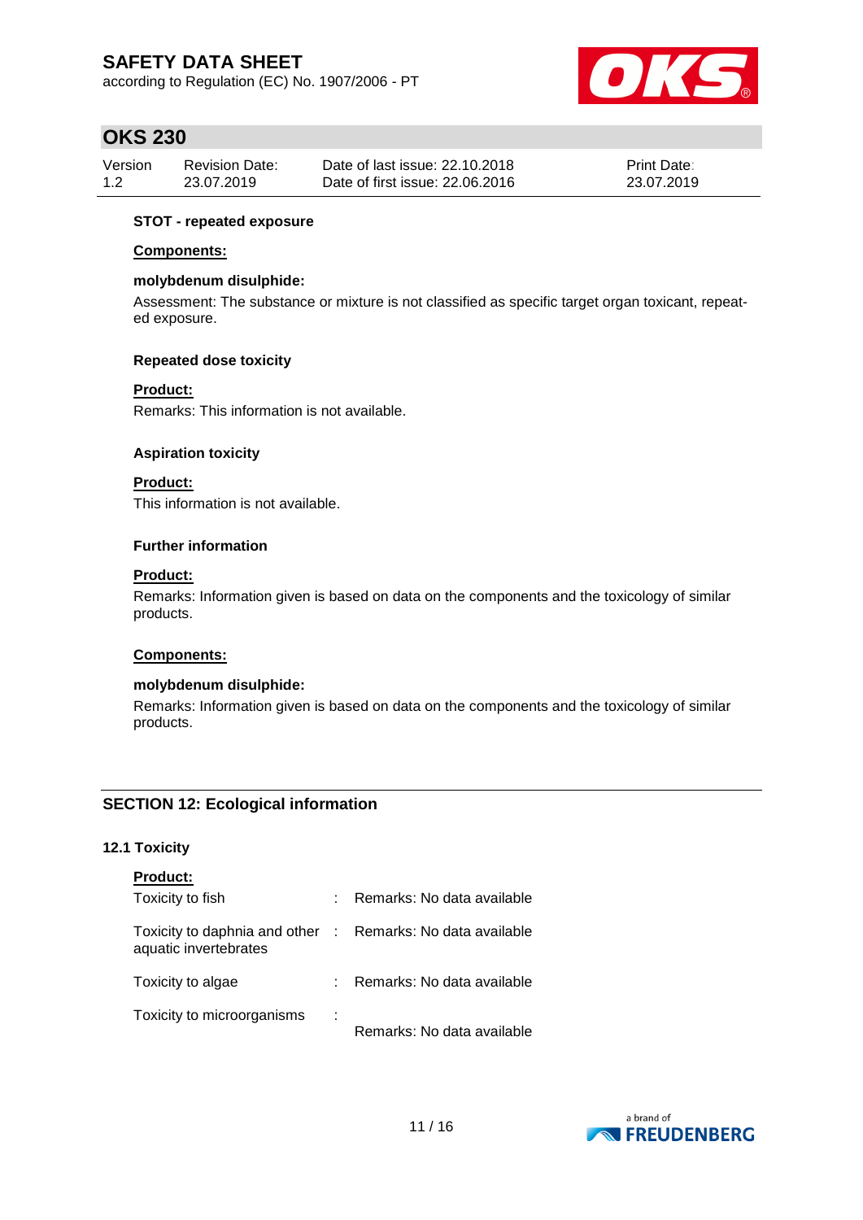**STOT - repeated exposure**

**Components:**

**molybdenum disulphide:**

Assessment: The substance or mixture is not classified as specific target organ toxicant, repeated exposure.

**Repeated dose toxicity**

**Product:**

Remarks: This information is not available.

**Aspiration toxicity**

**Product:**

This information is not available.

**Further information**

**Product:**

Remarks: Information given is based on data on the components and the toxicology of similar products.

**Components:**

**molybdenum disulphide:**

Remarks: Information given is based on data on the components and the toxicology of similar products.

## SECTION 12: Ecological information

### 12.1 Toxicity

**Product:**

| | | |
|---|---|---|
| Toxicity to fish | : | Remarks: No data available |
| Toxicity to daphnia and other aquatic invertebrates | : | Remarks: No data available |
| Toxicity to algae | : | Remarks: No data available |
| Toxicity to microorganisms | : | Remarks: No data available |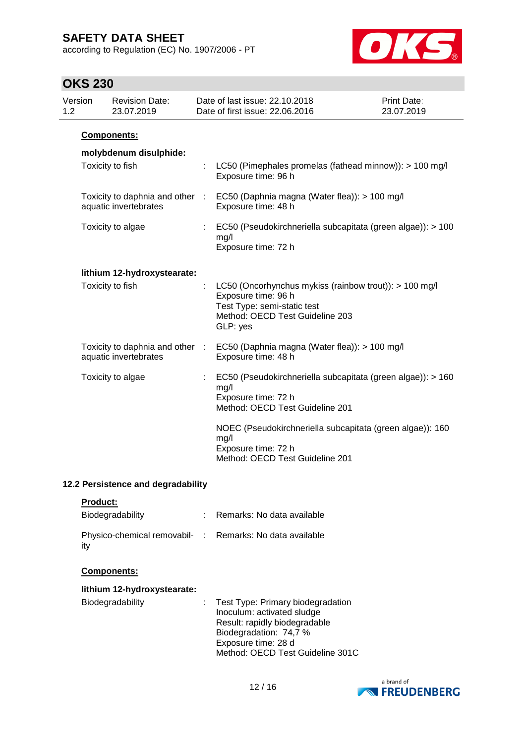**Components:**

**molybdenum disulphide:**

| | | |
|---|---|---|
| Toxicity to fish | : | LC50 (Pimephales promelas (fathead minnow)): > 100 mg/l<br>Exposure time: 96 h |
| Toxicity to daphnia and other aquatic invertebrates | : | EC50 (Daphnia magna (Water flea)): > 100 mg/l<br>Exposure time: 48 h |
| Toxicity to algae | : | EC50 (Pseudokirchneriella subcapitata (green algae)): > 100 mg/l<br>Exposure time: 72 h |

**lithium 12-hydroxystearate:**

| | | |
|---|---|---|
| Toxicity to fish | : | LC50 (Oncorhynchus mykiss (rainbow trout)): > 100 mg/l<br>Exposure time: 96 h<br>Test Type: semi-static test<br>Method: OECD Test Guideline 203<br>GLP: yes |
| Toxicity to daphnia and other aquatic invertebrates | : | EC50 (Daphnia magna (Water flea)): > 100 mg/l<br>Exposure time: 48 h |
| Toxicity to algae | : | EC50 (Pseudokirchneriella subcapitata (green algae)): > 160 mg/l<br>Exposure time: 72 h<br>Method: OECD Test Guideline 201 |
| | | NOEC (Pseudokirchneriella subcapitata (green algae)): 160 mg/l<br>Exposure time: 72 h<br>Method: OECD Test Guideline 201 |

### 12.2 Persistence and degradability

**Product:**

| | | |
|---|---|---|
| Biodegradability | : | Remarks: No data available |
| Physico-chemical removability | : | Remarks: No data available |

**Components:**

**lithium 12-hydroxystearate:**

| | | |
|---|---|---|
| Biodegradability | : | Test Type: Primary biodegradation<br>Inoculum: activated sludge<br>Result: rapidly biodegradable<br>Biodegradation: 74,7 %<br>Exposure time: 28 d<br>Method: OECD Test Guideline 301C |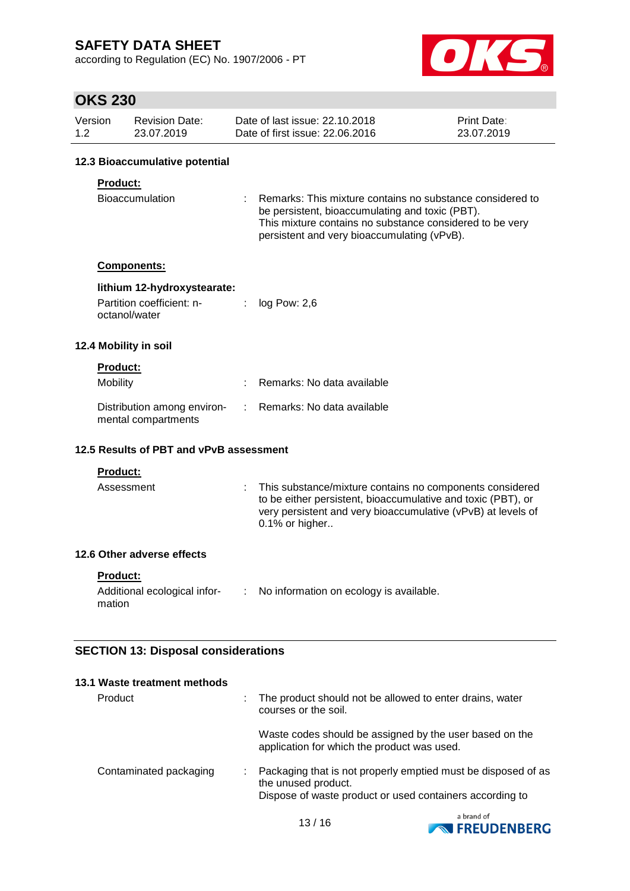### 12.3 Bioaccumulative potential

**Product:**

Bioaccumulation : Remarks: This mixture contains no substance considered to be persistent, bioaccumulating and toxic (PBT). This mixture contains no substance considered to be very persistent and very bioaccumulating (vPvB).

**Components:**

**lithium 12-hydroxystearate:**

Partition coefficient: n-octanol/water : log Pow: 2,6

### 12.4 Mobility in soil

**Product:**

Mobility : Remarks: No data available

Distribution among environmental compartments : Remarks: No data available

### 12.5 Results of PBT and vPvB assessment

**Product:**

Assessment : This substance/mixture contains no components considered to be either persistent, bioaccumulative and toxic (PBT), or very persistent and very bioaccumulative (vPvB) at levels of 0.1% or higher..

### 12.6 Other adverse effects

**Product:**

Additional ecological information : No information on ecology is available.

## SECTION 13: Disposal considerations

### 13.1 Waste treatment methods

Product : The product should not be allowed to enter drains, water courses or the soil.

Waste codes should be assigned by the user based on the application for which the product was used.

Contaminated packaging : Packaging that is not properly emptied must be disposed of as the unused product.
Dispose of waste product or used containers according to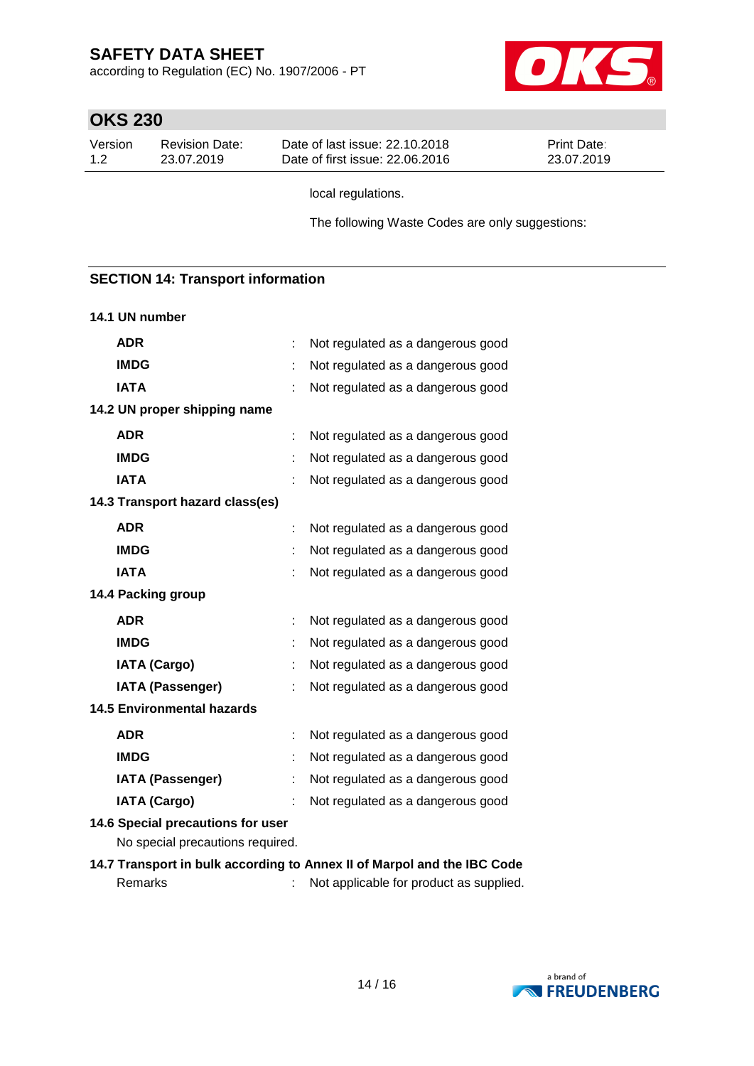local regulations.

The following Waste Codes are only suggestions:

## SECTION 14: Transport information

### 14.1 UN number

| | | |
|---|---|---|
| **ADR** | : | Not regulated as a dangerous good |
| **IMDG** | : | Not regulated as a dangerous good |
| **IATA** | : | Not regulated as a dangerous good |

### 14.2 UN proper shipping name

| | | |
|---|---|---|
| **ADR** | : | Not regulated as a dangerous good |
| **IMDG** | : | Not regulated as a dangerous good |
| **IATA** | : | Not regulated as a dangerous good |

### 14.3 Transport hazard class(es)

| | | |
|---|---|---|
| **ADR** | : | Not regulated as a dangerous good |
| **IMDG** | : | Not regulated as a dangerous good |
| **IATA** | : | Not regulated as a dangerous good |

### 14.4 Packing group

| | | |
|---|---|---|
| **ADR** | : | Not regulated as a dangerous good |
| **IMDG** | : | Not regulated as a dangerous good |
| **IATA (Cargo)** | : | Not regulated as a dangerous good |
| **IATA (Passenger)** | : | Not regulated as a dangerous good |

### 14.5 Environmental hazards

| | | |
|---|---|---|
| **ADR** | : | Not regulated as a dangerous good |
| **IMDG** | : | Not regulated as a dangerous good |
| **IATA (Passenger)** | : | Not regulated as a dangerous good |
| **IATA (Cargo)** | : | Not regulated as a dangerous good |

### 14.6 Special precautions for user

No special precautions required.

### 14.7 Transport in bulk according to Annex II of Marpol and the IBC Code

Remarks : Not applicable for product as supplied.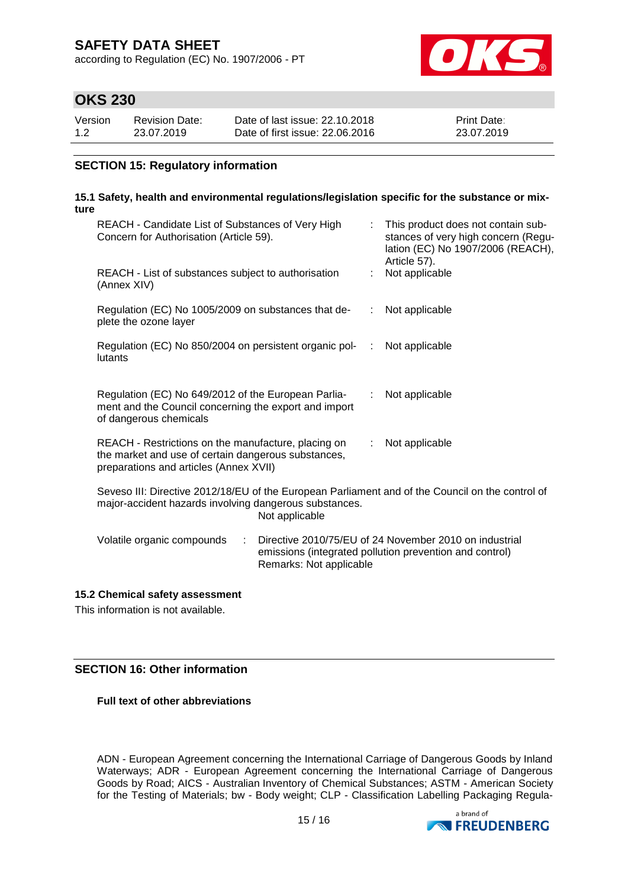## SECTION 15: Regulatory information

### 15.1 Safety, health and environmental regulations/legislation specific for the substance or mixture

| | | |
|---|---|---|
| REACH - Candidate List of Substances of Very High Concern for Authorisation (Article 59). | : | This product does not contain substances of very high concern (Regulation (EC) No 1907/2006 (REACH), Article 57). |
| REACH - List of substances subject to authorisation (Annex XIV) | : | Not applicable |
| Regulation (EC) No 1005/2009 on substances that deplete the ozone layer | : | Not applicable |
| Regulation (EC) No 850/2004 on persistent organic pollutants | : | Not applicable |
| Regulation (EC) No 649/2012 of the European Parliament and the Council concerning the export and import of dangerous chemicals | : | Not applicable |
| REACH - Restrictions on the manufacture, placing on the market and use of certain dangerous substances, preparations and articles (Annex XVII) | : | Not applicable |

Seveso III: Directive 2012/18/EU of the European Parliament and of the Council on the control of major-accident hazards involving dangerous substances.
Not applicable

Volatile organic compounds : Directive 2010/75/EU of 24 November 2010 on industrial emissions (integrated pollution prevention and control)
Remarks: Not applicable

### 15.2 Chemical safety assessment

This information is not available.

## SECTION 16: Other information

**Full text of other abbreviations**

ADN - European Agreement concerning the International Carriage of Dangerous Goods by Inland Waterways; ADR - European Agreement concerning the International Carriage of Dangerous Goods by Road; AICS - Australian Inventory of Chemical Substances; ASTM - American Society for the Testing of Materials; bw - Body weight; CLP - Classification Labelling Packaging Regula-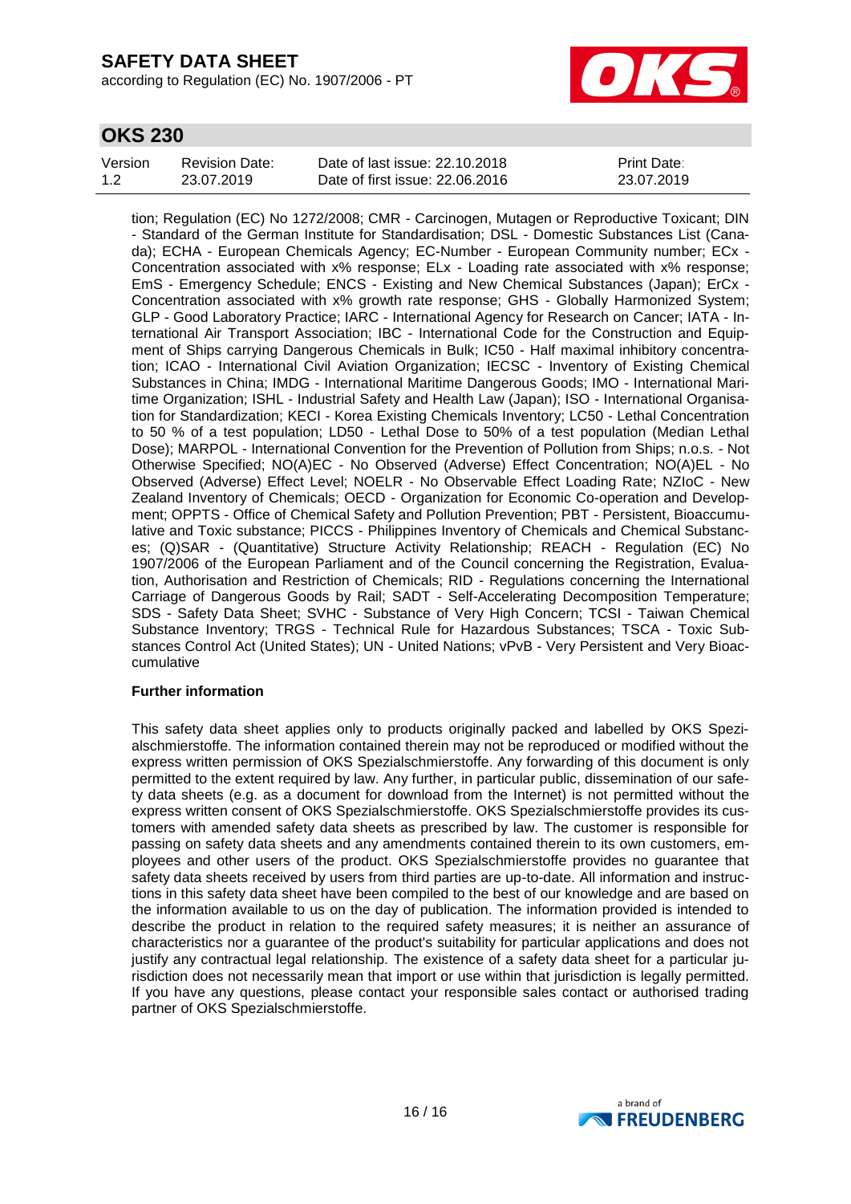tion; Regulation (EC) No 1272/2008; CMR - Carcinogen, Mutagen or Reproductive Toxicant; DIN - Standard of the German Institute for Standardisation; DSL - Domestic Substances List (Canada); ECHA - European Chemicals Agency; EC-Number - European Community number; ECx - Concentration associated with x% response; ELx - Loading rate associated with x% response; EmS - Emergency Schedule; ENCS - Existing and New Chemical Substances (Japan); ErCx - Concentration associated with x% growth rate response; GHS - Globally Harmonized System; GLP - Good Laboratory Practice; IARC - International Agency for Research on Cancer; IATA - International Air Transport Association; IBC - International Code for the Construction and Equipment of Ships carrying Dangerous Chemicals in Bulk; IC50 - Half maximal inhibitory concentration; ICAO - International Civil Aviation Organization; IECSC - Inventory of Existing Chemical Substances in China; IMDG - International Maritime Dangerous Goods; IMO - International Maritime Organization; ISHL - Industrial Safety and Health Law (Japan); ISO - International Organisation for Standardization; KECI - Korea Existing Chemicals Inventory; LC50 - Lethal Concentration to 50 % of a test population; LD50 - Lethal Dose to 50% of a test population (Median Lethal Dose); MARPOL - International Convention for the Prevention of Pollution from Ships; n.o.s. - Not Otherwise Specified; NO(A)EC - No Observed (Adverse) Effect Concentration; NO(A)EL - No Observed (Adverse) Effect Level; NOELR - No Observable Effect Loading Rate; NZIoC - New Zealand Inventory of Chemicals; OECD - Organization for Economic Co-operation and Development; OPPTS - Office of Chemical Safety and Pollution Prevention; PBT - Persistent, Bioaccumulative and Toxic substance; PICCS - Philippines Inventory of Chemicals and Chemical Substances; (Q)SAR - (Quantitative) Structure Activity Relationship; REACH - Regulation (EC) No 1907/2006 of the European Parliament and of the Council concerning the Registration, Evaluation, Authorisation and Restriction of Chemicals; RID - Regulations concerning the International Carriage of Dangerous Goods by Rail; SADT - Self-Accelerating Decomposition Temperature; SDS - Safety Data Sheet; SVHC - Substance of Very High Concern; TCSI - Taiwan Chemical Substance Inventory; TRGS - Technical Rule for Hazardous Substances; TSCA - Toxic Substances Control Act (United States); UN - United Nations; vPvB - Very Persistent and Very Bioaccumulative

**Further information**

This safety data sheet applies only to products originally packed and labelled by OKS Spezialschmierstoffe. The information contained therein may not be reproduced or modified without the express written permission of OKS Spezialschmierstoffe. Any forwarding of this document is only permitted to the extent required by law. Any further, in particular public, dissemination of our safety data sheets (e.g. as a document for download from the Internet) is not permitted without the express written consent of OKS Spezialschmierstoffe. OKS Spezialschmierstoffe provides its customers with amended safety data sheets as prescribed by law. The customer is responsible for passing on safety data sheets and any amendments contained therein to its own customers, employees and other users of the product. OKS Spezialschmierstoffe provides no guarantee that safety data sheets received by users from third parties are up-to-date. All information and instructions in this safety data sheet have been compiled to the best of our knowledge and are based on the information available to us on the day of publication. The information provided is intended to describe the product in relation to the required safety measures; it is neither an assurance of characteristics nor a guarantee of the product's suitability for particular applications and does not justify any contractual legal relationship. The existence of a safety data sheet for a particular jurisdiction does not necessarily mean that import or use within that jurisdiction is legally permitted. If you have any questions, please contact your responsible sales contact or authorised trading partner of OKS Spezialschmierstoffe.